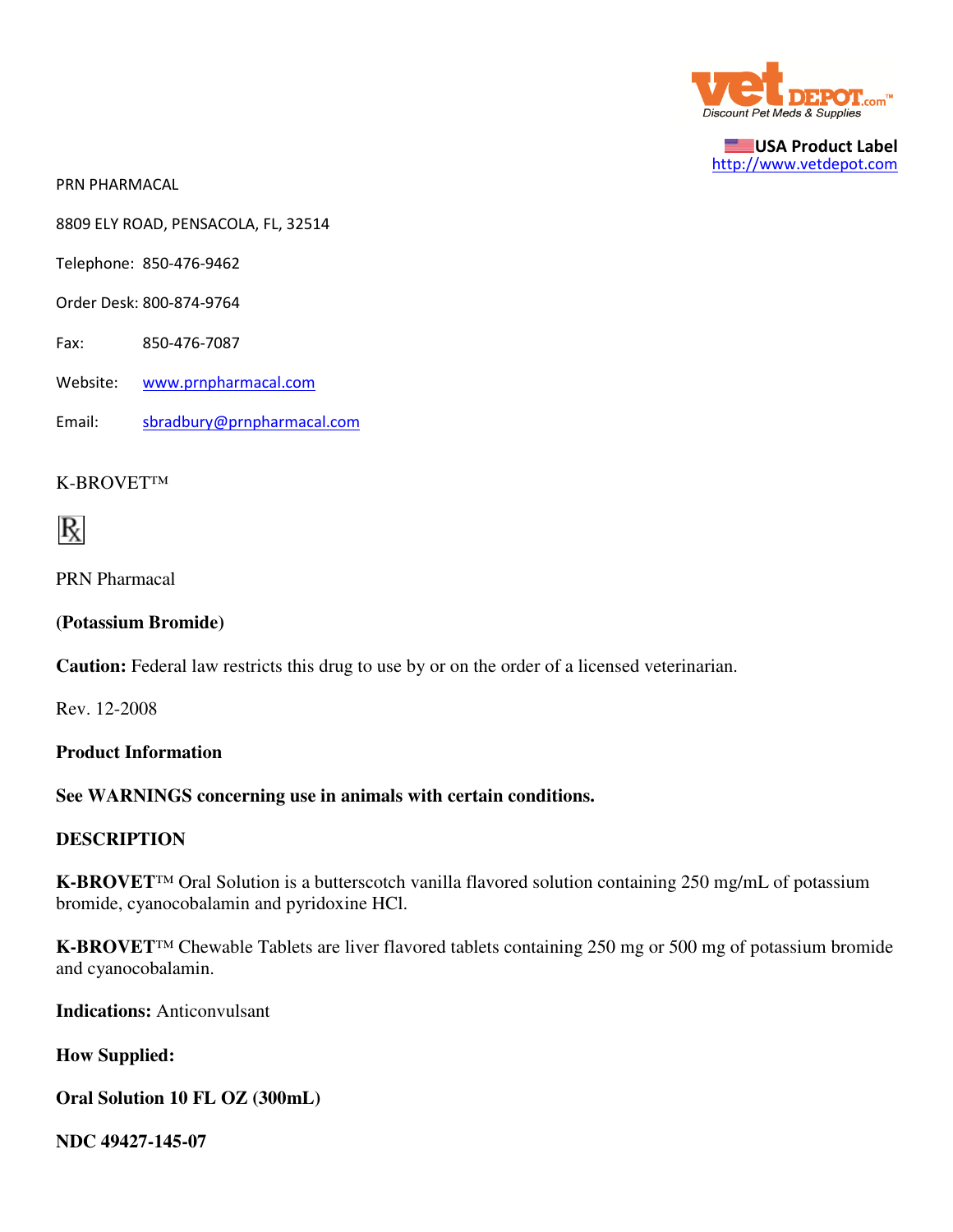USA Product Label
http://www.vetdepot.com

PRN PHARMACAL

8809 ELY ROAD, PENSACOLA, FL, 32514

Telephone: 850-476-9462

Order Desk: 800-874-9764

Fax: 850-476-7087

Website: www.prnpharmacal.com

Email: sbradbury@prnpharmacal.com

K-BROVET™

℞

PRN Pharmacal

**(Potassium Bromide)**

**Caution:** Federal law restricts this drug to use by or on the order of a licensed veterinarian.

Rev. 12-2008

**Product Information**

**See WARNINGS concerning use in animals with certain conditions.**

**DESCRIPTION**

**K-BROVET**™ Oral Solution is a butterscotch vanilla flavored solution containing 250 mg/mL of potassium bromide, cyanocobalamin and pyridoxine HCl.

**K-BROVET**™ Chewable Tablets are liver flavored tablets containing 250 mg or 500 mg of potassium bromide and cyanocobalamin.

**Indications:** Anticonvulsant

**How Supplied:**

**Oral Solution 10 FL OZ (300mL)**

**NDC 49427-145-07**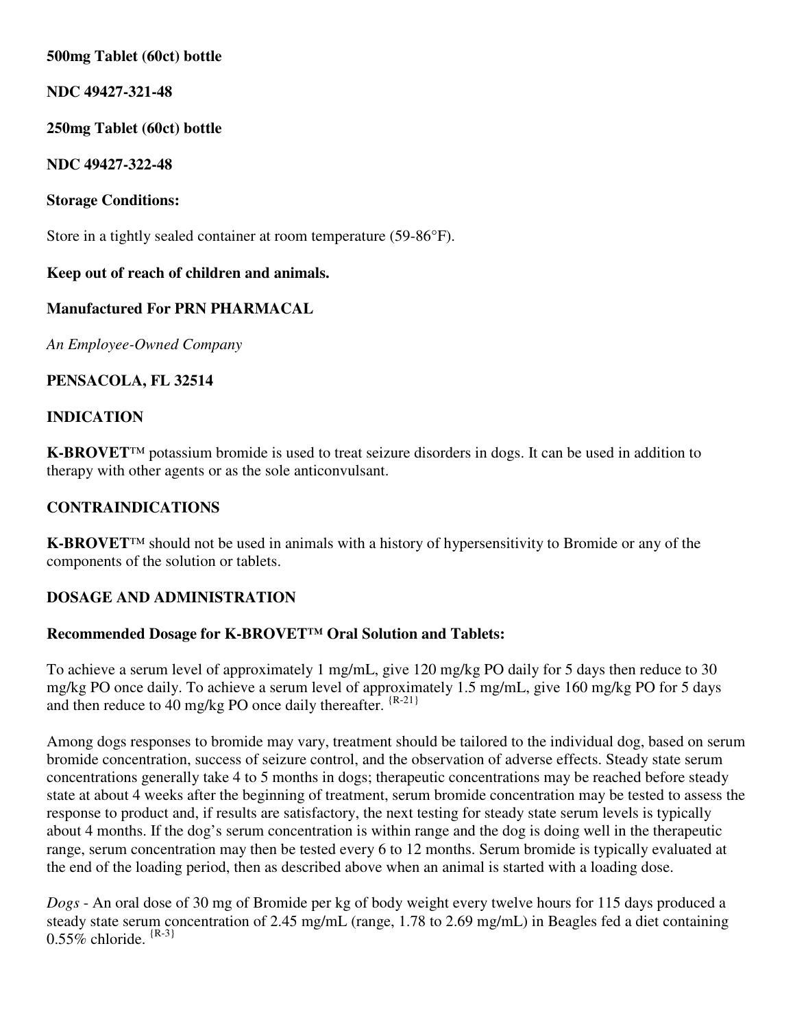**500mg Tablet (60ct) bottle**

**NDC 49427-321-48**

**250mg Tablet (60ct) bottle**

**NDC 49427-322-48**

**Storage Conditions:**

Store in a tightly sealed container at room temperature (59-86°F).

**Keep out of reach of children and animals.**

**Manufactured For PRN PHARMACAL**

*An Employee-Owned Company*

**PENSACOLA, FL 32514**

## INDICATION

**K-BROVET**™ potassium bromide is used to treat seizure disorders in dogs. It can be used in addition to therapy with other agents or as the sole anticonvulsant.

## CONTRAINDICATIONS

**K-BROVET**™ should not be used in animals with a history of hypersensitivity to Bromide or any of the components of the solution or tablets.

## DOSAGE AND ADMINISTRATION

**Recommended Dosage for K-BROVET™ Oral Solution and Tablets:**

To achieve a serum level of approximately 1 mg/mL, give 120 mg/kg PO daily for 5 days then reduce to 30 mg/kg PO once daily. To achieve a serum level of approximately 1.5 mg/mL, give 160 mg/kg PO for 5 days and then reduce to 40 mg/kg PO once daily thereafter. {R-21}

Among dogs responses to bromide may vary, treatment should be tailored to the individual dog, based on serum bromide concentration, success of seizure control, and the observation of adverse effects. Steady state serum concentrations generally take 4 to 5 months in dogs; therapeutic concentrations may be reached before steady state at about 4 weeks after the beginning of treatment, serum bromide concentration may be tested to assess the response to product and, if results are satisfactory, the next testing for steady state serum levels is typically about 4 months. If the dog's serum concentration is within range and the dog is doing well in the therapeutic range, serum concentration may then be tested every 6 to 12 months. Serum bromide is typically evaluated at the end of the loading period, then as described above when an animal is started with a loading dose.

*Dogs* - An oral dose of 30 mg of Bromide per kg of body weight every twelve hours for 115 days produced a steady state serum concentration of 2.45 mg/mL (range, 1.78 to 2.69 mg/mL) in Beagles fed a diet containing 0.55% chloride. {R-3}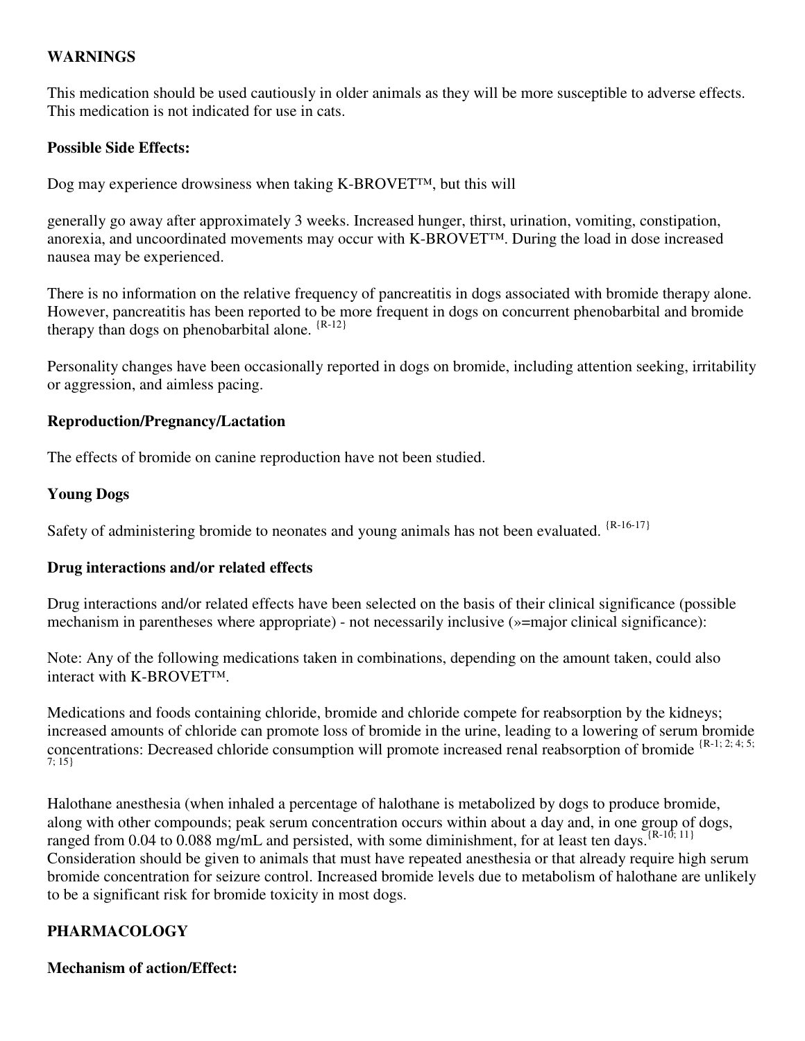## WARNINGS

This medication should be used cautiously in older animals as they will be more susceptible to adverse effects. This medication is not indicated for use in cats.

### Possible Side Effects:

Dog may experience drowsiness when taking K-BROVET™, but this will

generally go away after approximately 3 weeks. Increased hunger, thirst, urination, vomiting, constipation, anorexia, and uncoordinated movements may occur with K-BROVET™. During the load in dose increased nausea may be experienced.

There is no information on the relative frequency of pancreatitis in dogs associated with bromide therapy alone. However, pancreatitis has been reported to be more frequent in dogs on concurrent phenobarbital and bromide therapy than dogs on phenobarbital alone. [R-12]

Personality changes have been occasionally reported in dogs on bromide, including attention seeking, irritability or aggression, and aimless pacing.

### Reproduction/Pregnancy/Lactation

The effects of bromide on canine reproduction have not been studied.

### Young Dogs

Safety of administering bromide to neonates and young animals has not been evaluated. [R-16-17]

### Drug interactions and/or related effects

Drug interactions and/or related effects have been selected on the basis of their clinical significance (possible mechanism in parentheses where appropriate) - not necessarily inclusive (»=major clinical significance):

Note: Any of the following medications taken in combinations, depending on the amount taken, could also interact with K-BROVET™.

Medications and foods containing chloride, bromide and chloride compete for reabsorption by the kidneys; increased amounts of chloride can promote loss of bromide in the urine, leading to a lowering of serum bromide concentrations: Decreased chloride consumption will promote increased renal reabsorption of bromide [R-1; 2; 4; 5; 7; 15]

Halothane anesthesia (when inhaled a percentage of halothane is metabolized by dogs to produce bromide, along with other compounds; peak serum concentration occurs within about a day and, in one group of dogs, ranged from 0.04 to 0.088 mg/mL and persisted, with some diminishment, for at least ten days.[R-10; 11] Consideration should be given to animals that must have repeated anesthesia or that already require high serum bromide concentration for seizure control. Increased bromide levels due to metabolism of halothane are unlikely to be a significant risk for bromide toxicity in most dogs.

## PHARMACOLOGY

### Mechanism of action/Effect: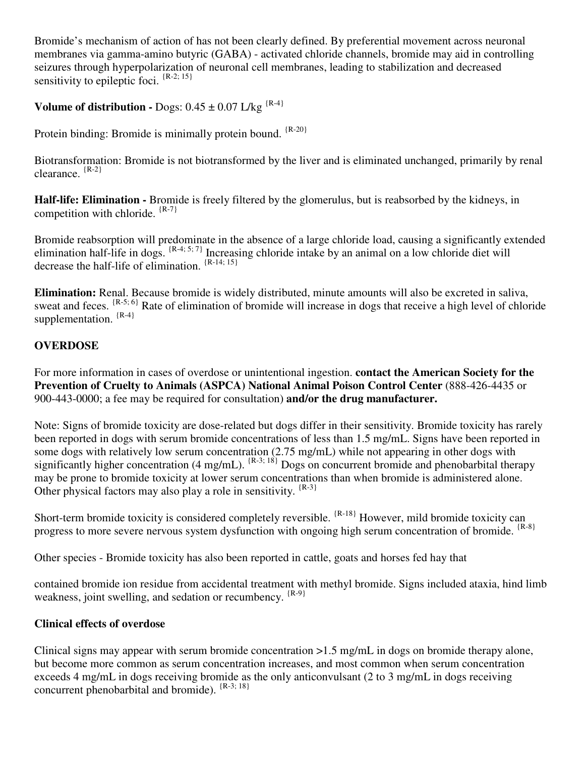Bromide's mechanism of action of has not been clearly defined. By preferential movement across neuronal membranes via gamma-amino butyric (GABA) - activated chloride channels, bromide may aid in controlling seizures through hyperpolarization of neuronal cell membranes, leading to stabilization and decreased sensitivity to epileptic foci. {R-2; 15}

**Volume of distribution -** Dogs: 0.45 ± 0.07 L/kg {R-4}

Protein binding: Bromide is minimally protein bound. {R-20}

Biotransformation: Bromide is not biotransformed by the liver and is eliminated unchanged, primarily by renal clearance. {R-2}

**Half-life: Elimination -** Bromide is freely filtered by the glomerulus, but is reabsorbed by the kidneys, in competition with chloride. {R-7}

Bromide reabsorption will predominate in the absence of a large chloride load, causing a significantly extended elimination half-life in dogs. {R-4; 5; 7} Increasing chloride intake by an animal on a low chloride diet will decrease the half-life of elimination. {R-14; 15}

**Elimination:** Renal. Because bromide is widely distributed, minute amounts will also be excreted in saliva, sweat and feces. {R-5; 6} Rate of elimination of bromide will increase in dogs that receive a high level of chloride supplementation. {R-4}

## OVERDOSE

For more information in cases of overdose or unintentional ingestion. **contact the American Society for the Prevention of Cruelty to Animals (ASPCA) National Animal Poison Control Center** (888-426-4435 or 900-443-0000; a fee may be required for consultation) **and/or the drug manufacturer.**

Note: Signs of bromide toxicity are dose-related but dogs differ in their sensitivity. Bromide toxicity has rarely been reported in dogs with serum bromide concentrations of less than 1.5 mg/mL. Signs have been reported in some dogs with relatively low serum concentration (2.75 mg/mL) while not appearing in other dogs with significantly higher concentration (4 mg/mL). {R-3; 18} Dogs on concurrent bromide and phenobarbital therapy may be prone to bromide toxicity at lower serum concentrations than when bromide is administered alone. Other physical factors may also play a role in sensitivity. {R-3}

Short-term bromide toxicity is considered completely reversible. {R-18} However, mild bromide toxicity can progress to more severe nervous system dysfunction with ongoing high serum concentration of bromide. {R-8}

Other species - Bromide toxicity has also been reported in cattle, goats and horses fed hay that contained bromide ion residue from accidental treatment with methyl bromide. Signs included ataxia, hind limb weakness, joint swelling, and sedation or recumbency. {R-9}

### Clinical effects of overdose

Clinical signs may appear with serum bromide concentration >1.5 mg/mL in dogs on bromide therapy alone, but become more common as serum concentration increases, and most common when serum concentration exceeds 4 mg/mL in dogs receiving bromide as the only anticonvulsant (2 to 3 mg/mL in dogs receiving concurrent phenobarbital and bromide). {R-3; 18}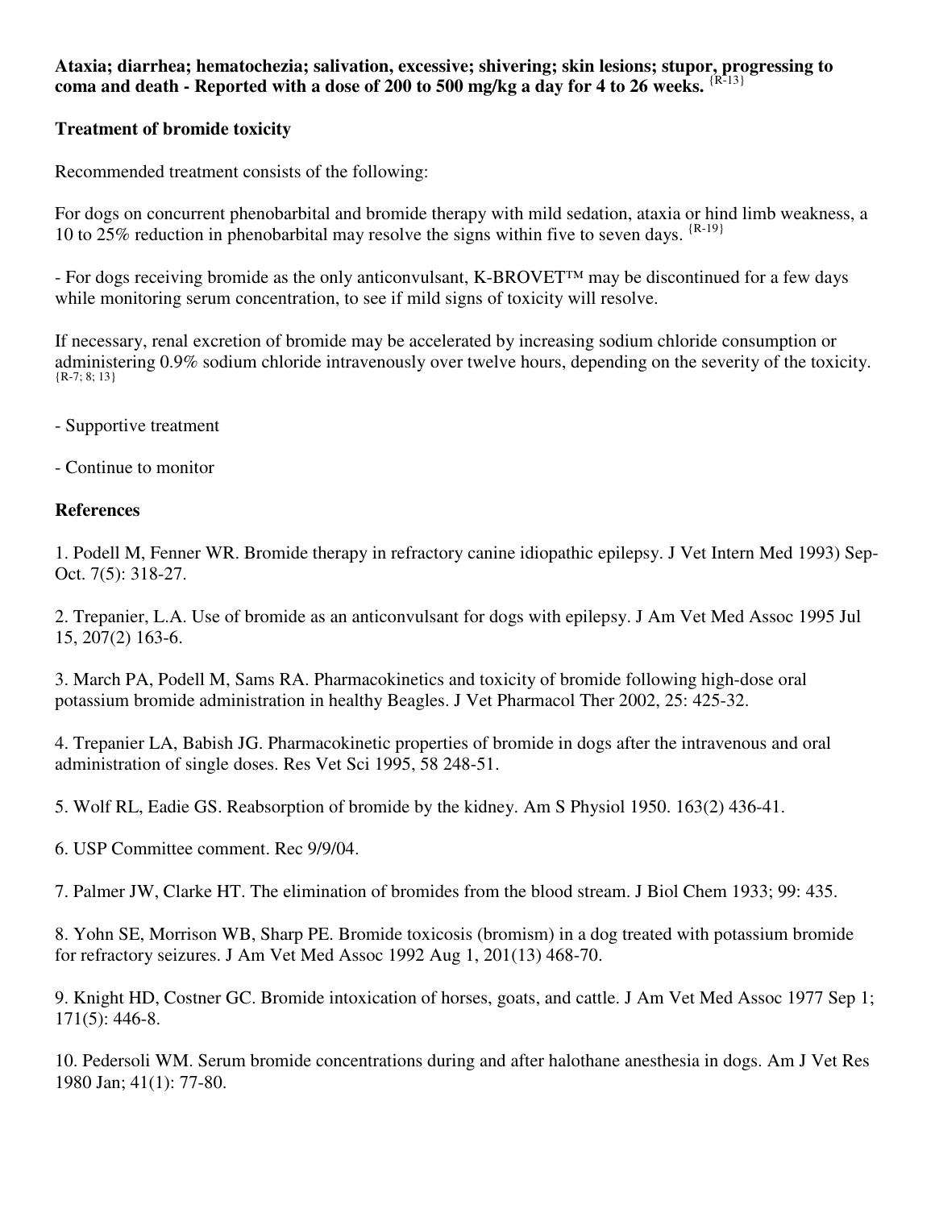**Ataxia; diarrhea; hematochezia; salivation, excessive; shivering; skin lesions; stupor, progressing to coma and death - Reported with a dose of 200 to 500 mg/kg a day for 4 to 26 weeks.** {R-13}

**Treatment of bromide toxicity**

Recommended treatment consists of the following:

For dogs on concurrent phenobarbital and bromide therapy with mild sedation, ataxia or hind limb weakness, a 10 to 25% reduction in phenobarbital may resolve the signs within five to seven days. {R-19}

- For dogs receiving bromide as the only anticonvulsant, K-BROVET™ may be discontinued for a few days while monitoring serum concentration, to see if mild signs of toxicity will resolve.

If necessary, renal excretion of bromide may be accelerated by increasing sodium chloride consumption or administering 0.9% sodium chloride intravenously over twelve hours, depending on the severity of the toxicity. {R-7; 8; 13}

- Supportive treatment

- Continue to monitor

**References**

1. Podell M, Fenner WR. Bromide therapy in refractory canine idiopathic epilepsy. J Vet Intern Med 1993) Sep-Oct. 7(5): 318-27.

2. Trepanier, L.A. Use of bromide as an anticonvulsant for dogs with epilepsy. J Am Vet Med Assoc 1995 Jul 15, 207(2) 163-6.

3. March PA, Podell M, Sams RA. Pharmacokinetics and toxicity of bromide following high-dose oral potassium bromide administration in healthy Beagles. J Vet Pharmacol Ther 2002, 25: 425-32.

4. Trepanier LA, Babish JG. Pharmacokinetic properties of bromide in dogs after the intravenous and oral administration of single doses. Res Vet Sci 1995, 58 248-51.

5. Wolf RL, Eadie GS. Reabsorption of bromide by the kidney. Am S Physiol 1950. 163(2) 436-41.

6. USP Committee comment. Rec 9/9/04.

7. Palmer JW, Clarke HT. The elimination of bromides from the blood stream. J Biol Chem 1933; 99: 435.

8. Yohn SE, Morrison WB, Sharp PE. Bromide toxicosis (bromism) in a dog treated with potassium bromide for refractory seizures. J Am Vet Med Assoc 1992 Aug 1, 201(13) 468-70.

9. Knight HD, Costner GC. Bromide intoxication of horses, goats, and cattle. J Am Vet Med Assoc 1977 Sep 1; 171(5): 446-8.

10. Pedersoli WM. Serum bromide concentrations during and after halothane anesthesia in dogs. Am J Vet Res 1980 Jan; 41(1): 77-80.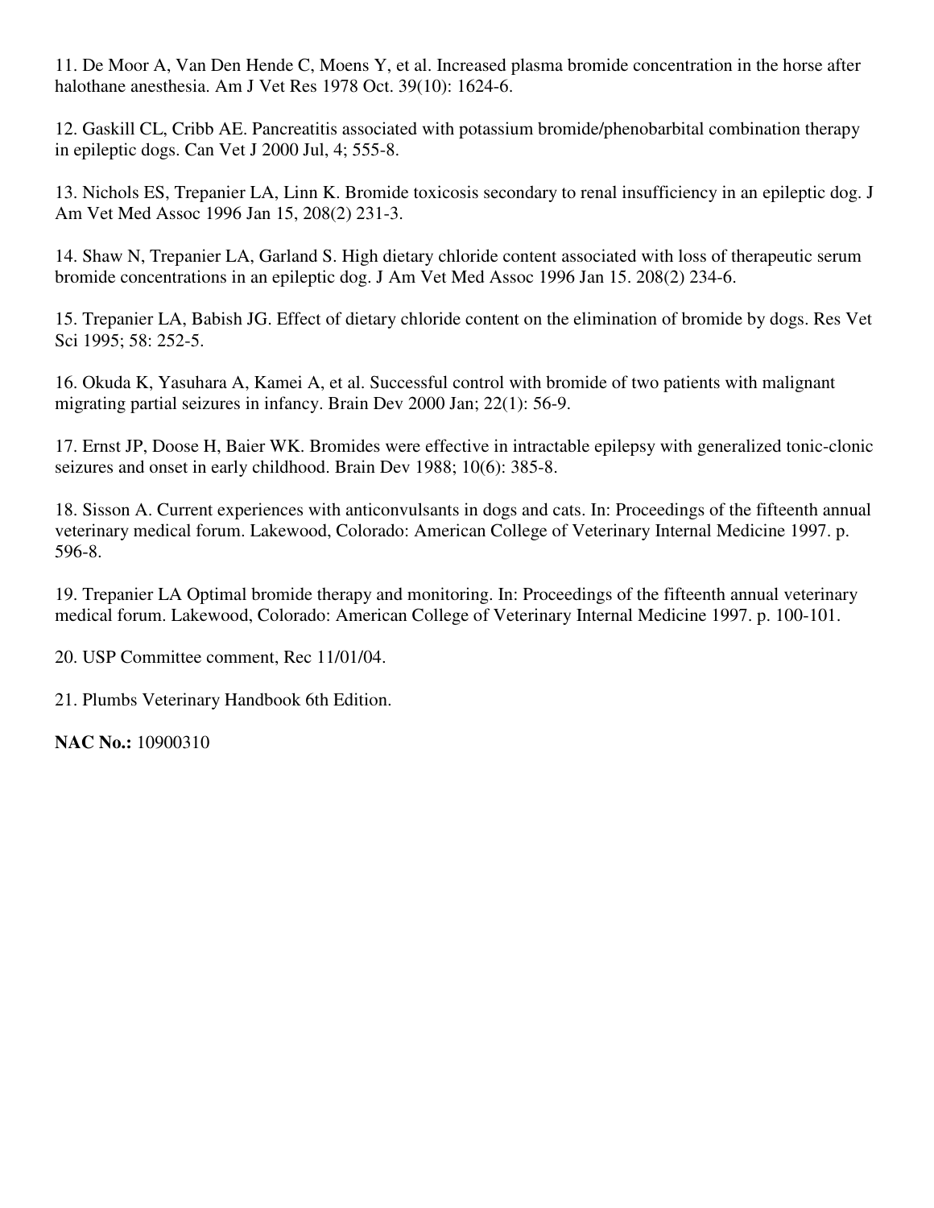11. De Moor A, Van Den Hende C, Moens Y, et al. Increased plasma bromide concentration in the horse after halothane anesthesia. Am J Vet Res 1978 Oct. 39(10): 1624-6.

12. Gaskill CL, Cribb AE. Pancreatitis associated with potassium bromide/phenobarbital combination therapy in epileptic dogs. Can Vet J 2000 Jul, 4; 555-8.

13. Nichols ES, Trepanier LA, Linn K. Bromide toxicosis secondary to renal insufficiency in an epileptic dog. J Am Vet Med Assoc 1996 Jan 15, 208(2) 231-3.

14. Shaw N, Trepanier LA, Garland S. High dietary chloride content associated with loss of therapeutic serum bromide concentrations in an epileptic dog. J Am Vet Med Assoc 1996 Jan 15. 208(2) 234-6.

15. Trepanier LA, Babish JG. Effect of dietary chloride content on the elimination of bromide by dogs. Res Vet Sci 1995; 58: 252-5.

16. Okuda K, Yasuhara A, Kamei A, et al. Successful control with bromide of two patients with malignant migrating partial seizures in infancy. Brain Dev 2000 Jan; 22(1): 56-9.

17. Ernst JP, Doose H, Baier WK. Bromides were effective in intractable epilepsy with generalized tonic-clonic seizures and onset in early childhood. Brain Dev 1988; 10(6): 385-8.

18. Sisson A. Current experiences with anticonvulsants in dogs and cats. In: Proceedings of the fifteenth annual veterinary medical forum. Lakewood, Colorado: American College of Veterinary Internal Medicine 1997. p. 596-8.

19. Trepanier LA Optimal bromide therapy and monitoring. In: Proceedings of the fifteenth annual veterinary medical forum. Lakewood, Colorado: American College of Veterinary Internal Medicine 1997. p. 100-101.

20. USP Committee comment, Rec 11/01/04.

21. Plumbs Veterinary Handbook 6th Edition.

**NAC No.:** 10900310